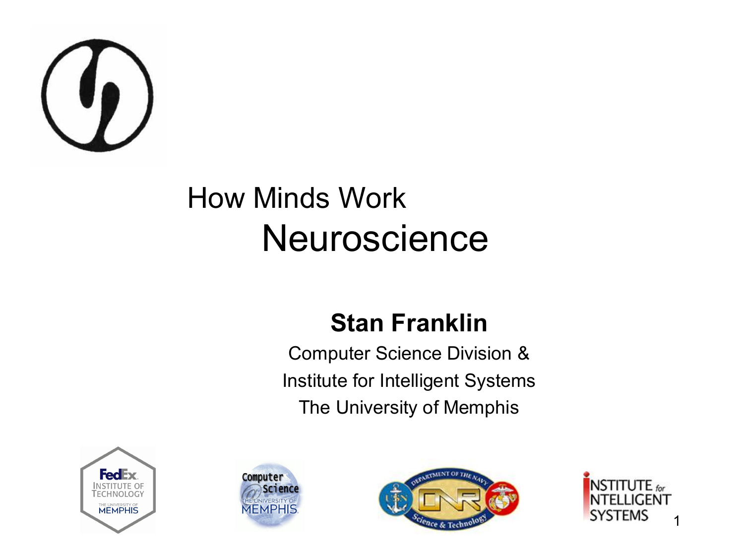# How Minds Work

## Neuroscience

**Stan Franklin**

Computer Science Division &

Institute for Intelligent Systems

The University of Memphis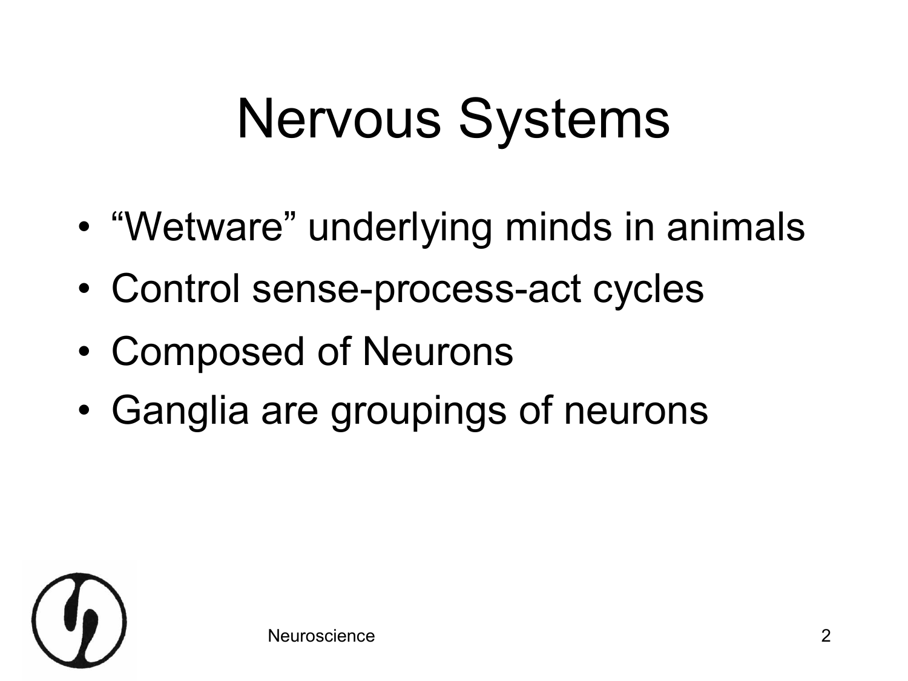# Nervous Systems

- "Wetware" underlying minds in animals
- Control sense-process-act cycles
- Composed of Neurons
- Ganglia are groupings of neurons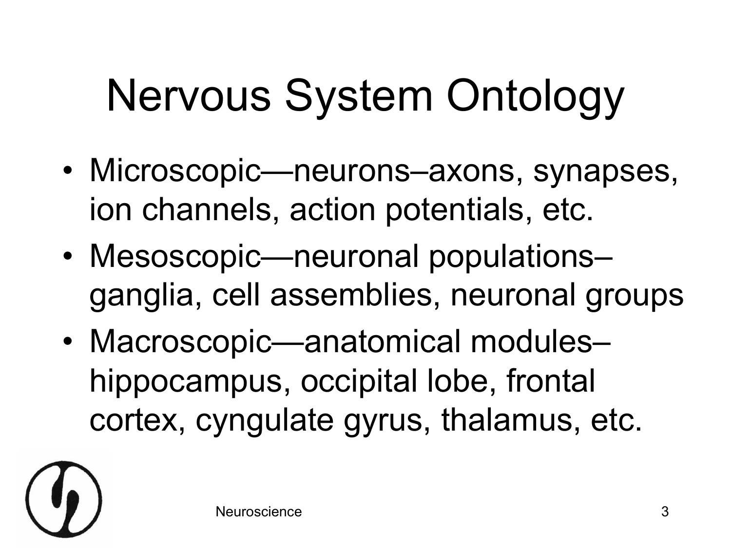# Nervous System Ontology

- Microscopic—neurons–axons, synapses, ion channels, action potentials, etc.
- Mesoscopic—neuronal populations–ganglia, cell assemblies, neuronal groups
- Macroscopic—anatomical modules–hippocampus, occipital lobe, frontal cortex, cyngulate gyrus, thalamus, etc.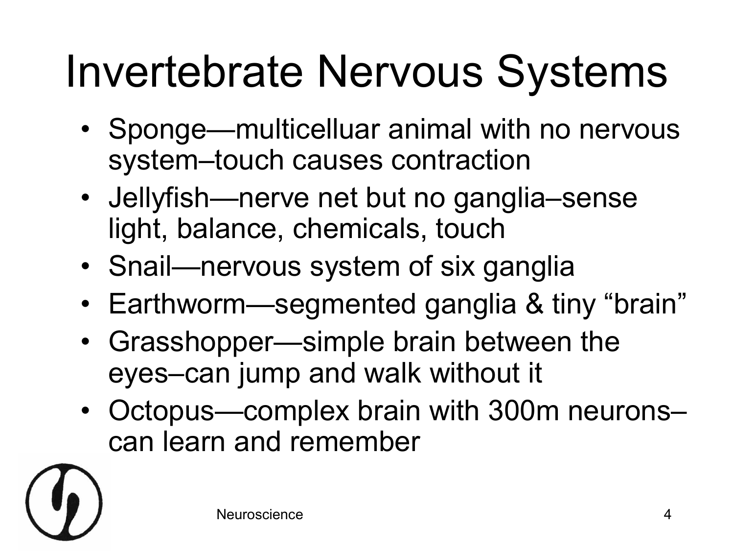# Invertebrate Nervous Systems

- Sponge—multicelluar animal with no nervous system–touch causes contraction
- Jellyfish—nerve net but no ganglia–sense light, balance, chemicals, touch
- Snail—nervous system of six ganglia
- Earthworm—segmented ganglia & tiny "brain"
- Grasshopper—simple brain between the eyes–can jump and walk without it
- Octopus—complex brain with 300m neurons–can learn and remember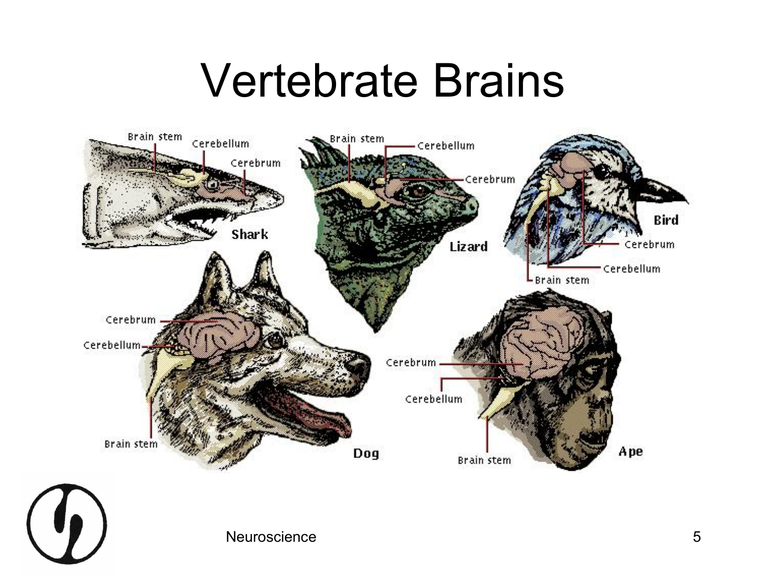# Vertebrate Brains

Brain stem
Cerebellum
Cerebrum
Shark

Brain stem
Cerebellum
Cerebrum
Lizard

Bird
Cerebrum
Cerebellum
Brain stem

Cerebrum
Cerebellum
Brain stem
Dog

Cerebrum
Cerebellum
Brain stem
Ape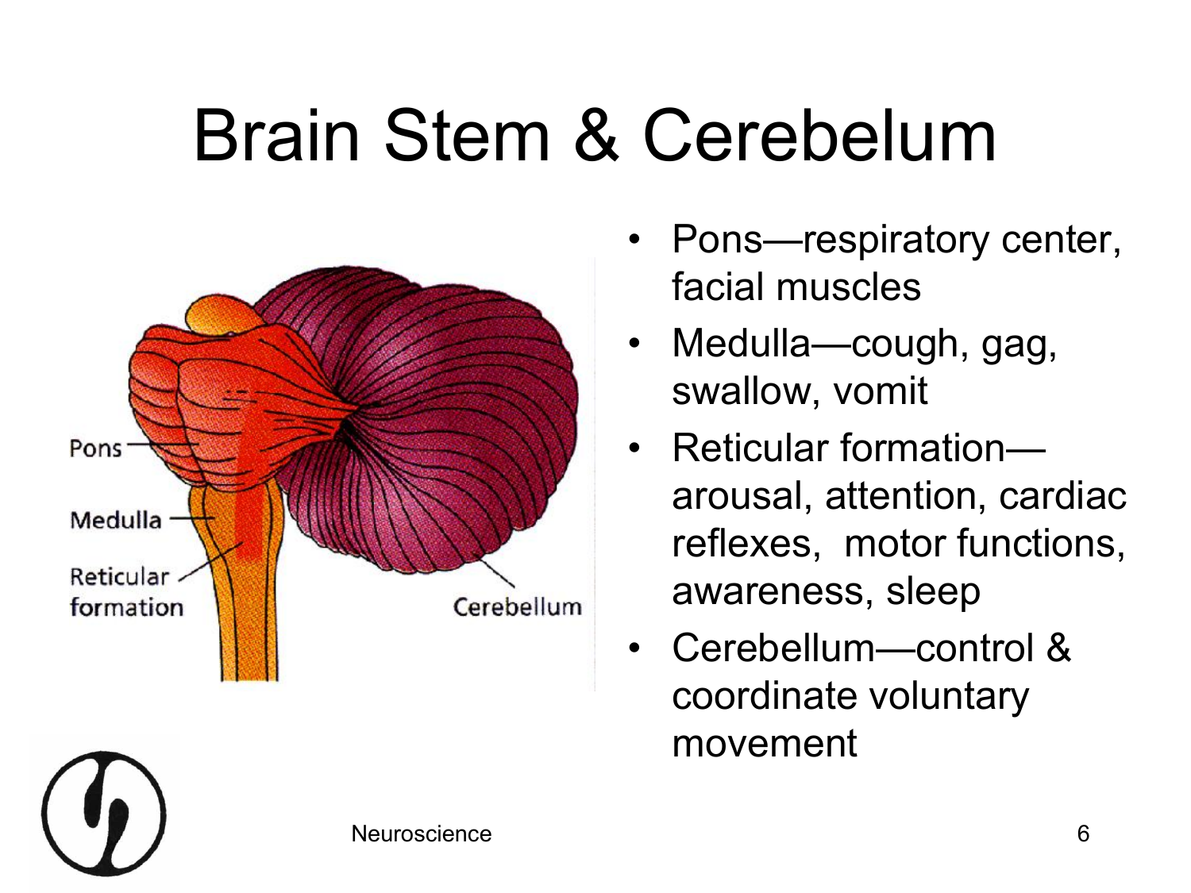# Brain Stem & Cerebelum

- Pons—respiratory center, facial muscles
- Medulla—cough, gag, swallow, vomit
- Reticular formation—arousal, attention, cardiac reflexes, motor functions, awareness, sleep
- Cerebellum—control & coordinate voluntary movement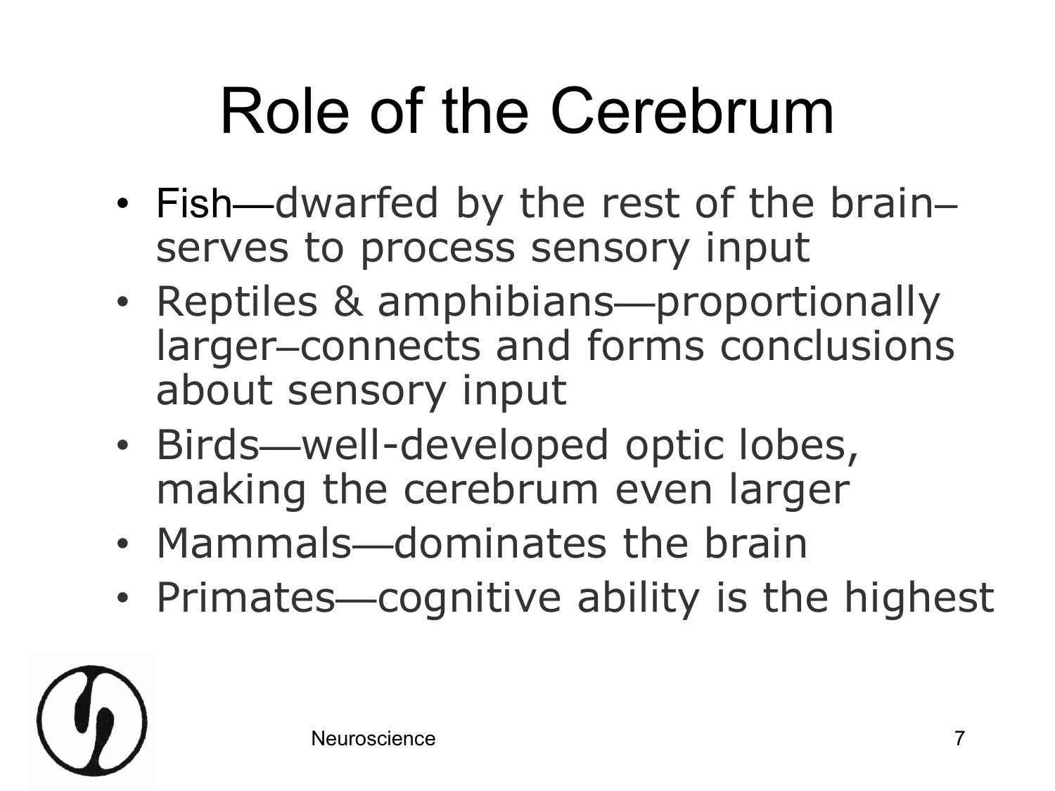# Role of the Cerebrum

- Fish—dwarfed by the rest of the brain–serves to process sensory input
- Reptiles & amphibians—proportionally larger–connects and forms conclusions about sensory input
- Birds—well-developed optic lobes, making the cerebrum even larger
- Mammals—dominates the brain
- Primates—cognitive ability is the highest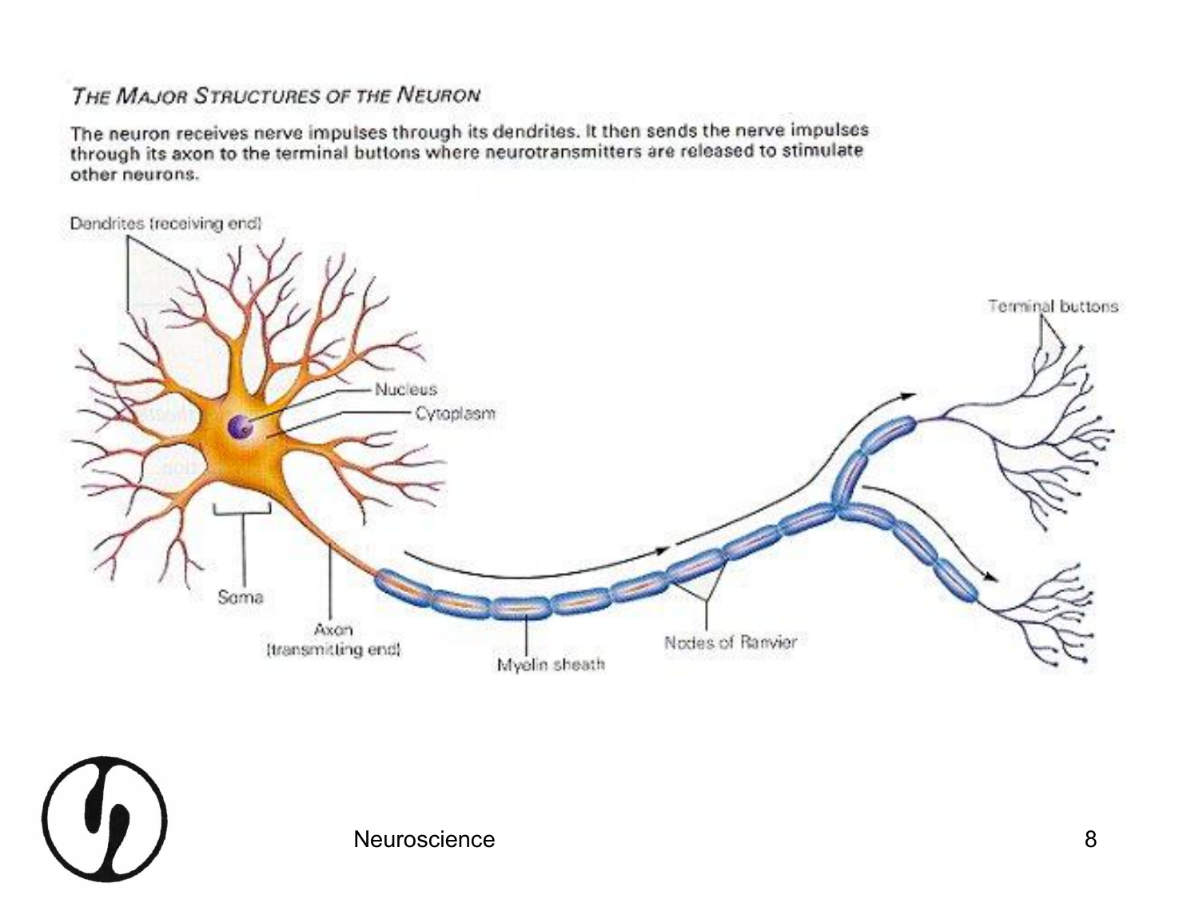### THE MAJOR STRUCTURES OF THE NEURON

The neuron receives nerve impulses through its dendrites. It then sends the nerve impulses through its axon to the terminal buttons where neurotransmitters are released to stimulate other neurons.

Dendrites (receiving end)

Nucleus

Cytoplasm

Soma

Axon (transmitting end)

Myelin sheath

Nodes of Ranvier

Terminal buttons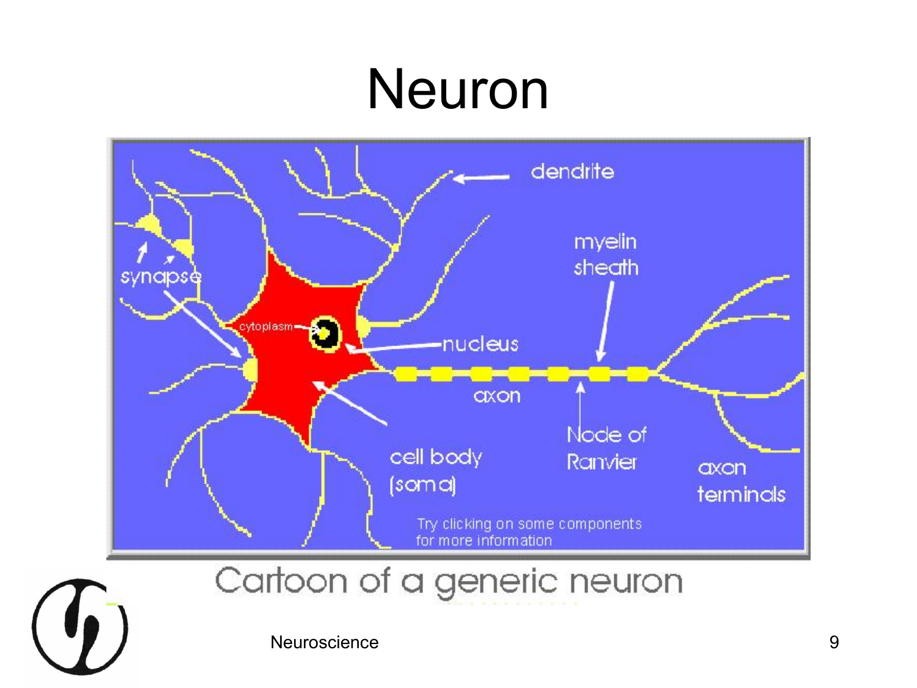# Neuron

dendrite

synapse

cytoplasm

nucleus

myelin sheath

axon

Node of Ranvier

cell body (soma)

axon terminals

Try clicking on some components for more information

Cartoon of a generic neuron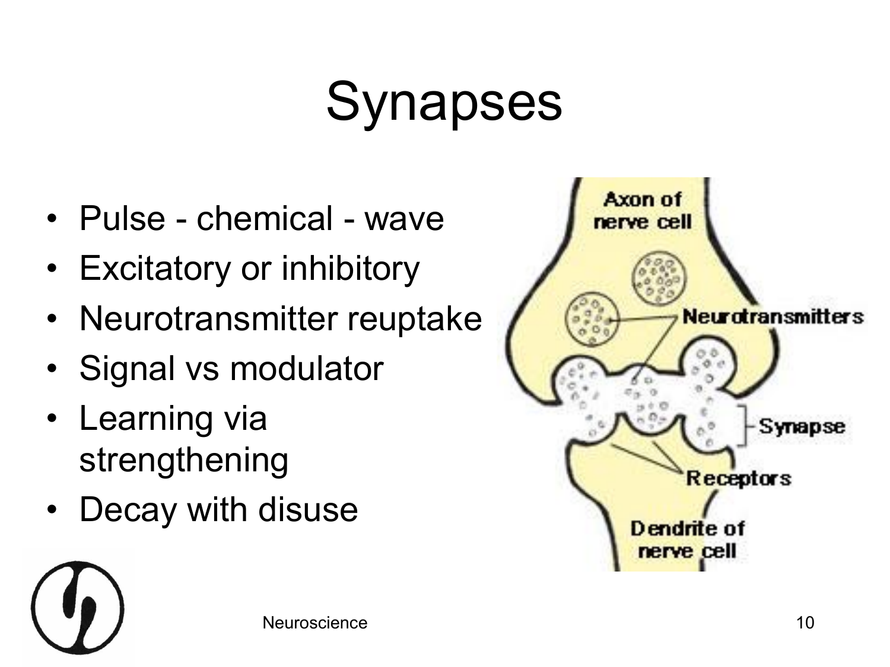# Synapses

- Pulse - chemical - wave
- Excitatory or inhibitory
- Neurotransmitter reuptake
- Signal vs modulator
- Learning via strengthening
- Decay with disuse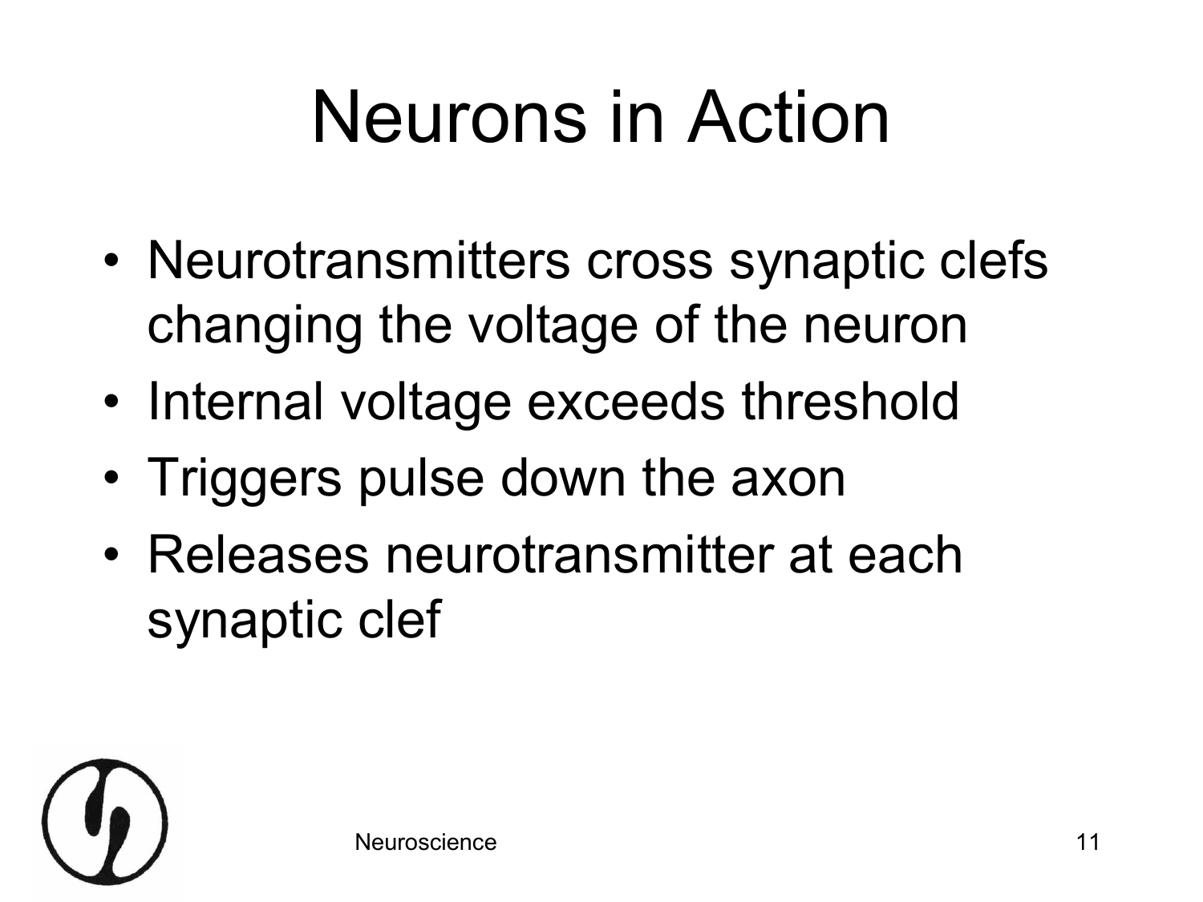# Neurons in Action

- Neurotransmitters cross synaptic clefs changing the voltage of the neuron
- Internal voltage exceeds threshold
- Triggers pulse down the axon
- Releases neurotransmitter at each synaptic clef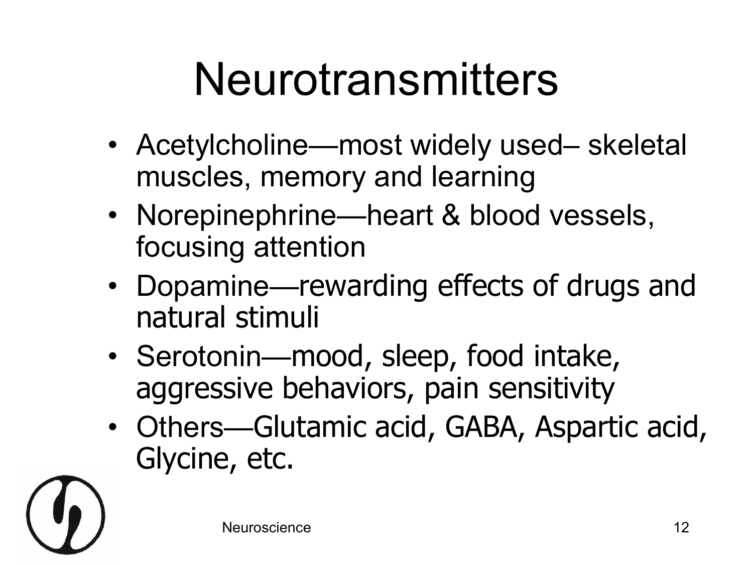# Neurotransmitters

- Acetylcholine—most widely used– skeletal muscles, memory and learning
- Norepinephrine—heart & blood vessels, focusing attention
- Dopamine—rewarding effects of drugs and natural stimuli
- Serotonin—mood, sleep, food intake, aggressive behaviors, pain sensitivity
- Others—Glutamic acid, GABA, Aspartic acid, Glycine, etc.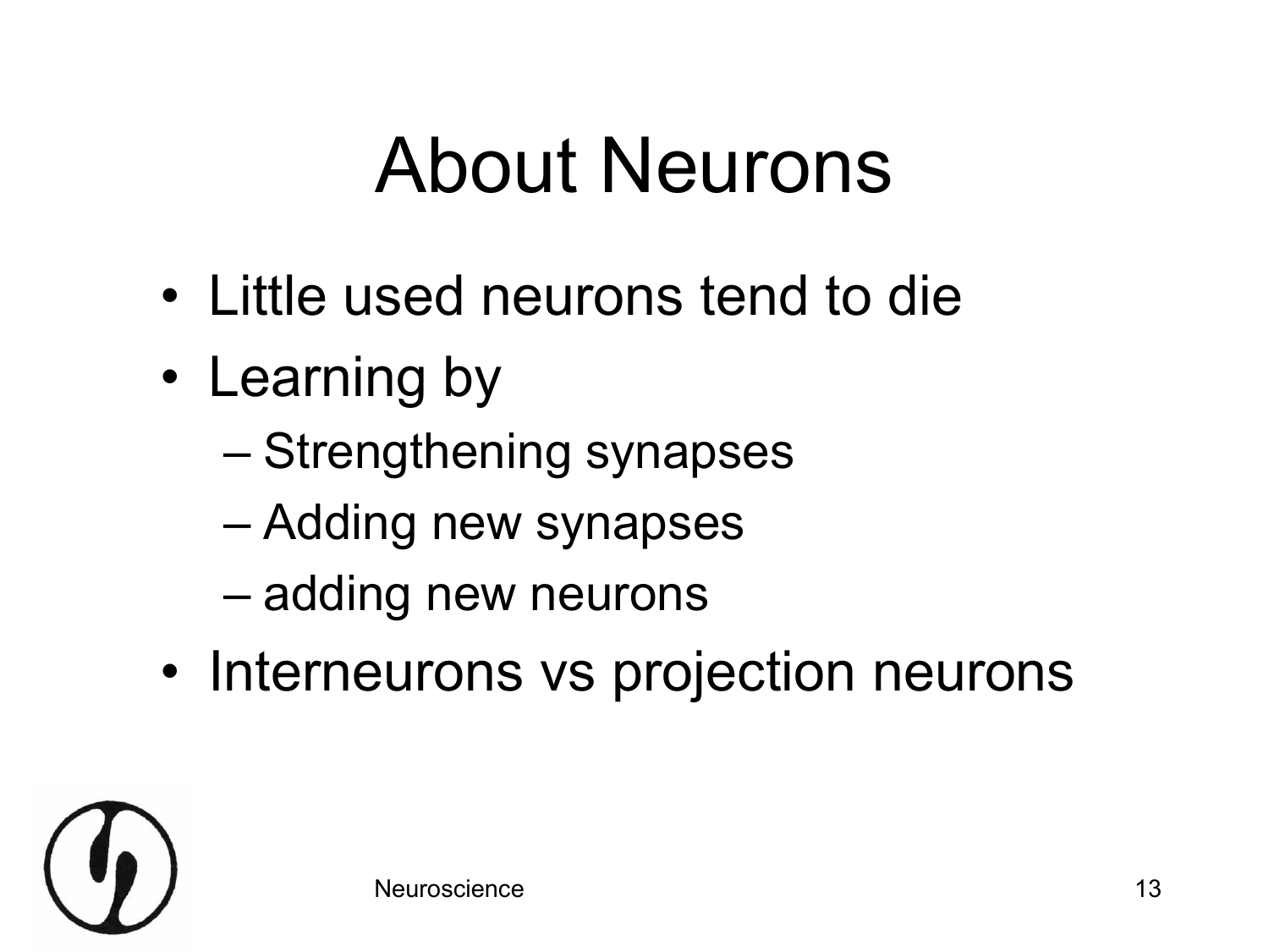# About Neurons

- Little used neurons tend to die
- Learning by
  - Strengthening synapses
  - Adding new synapses
  - adding new neurons
- Interneurons vs projection neurons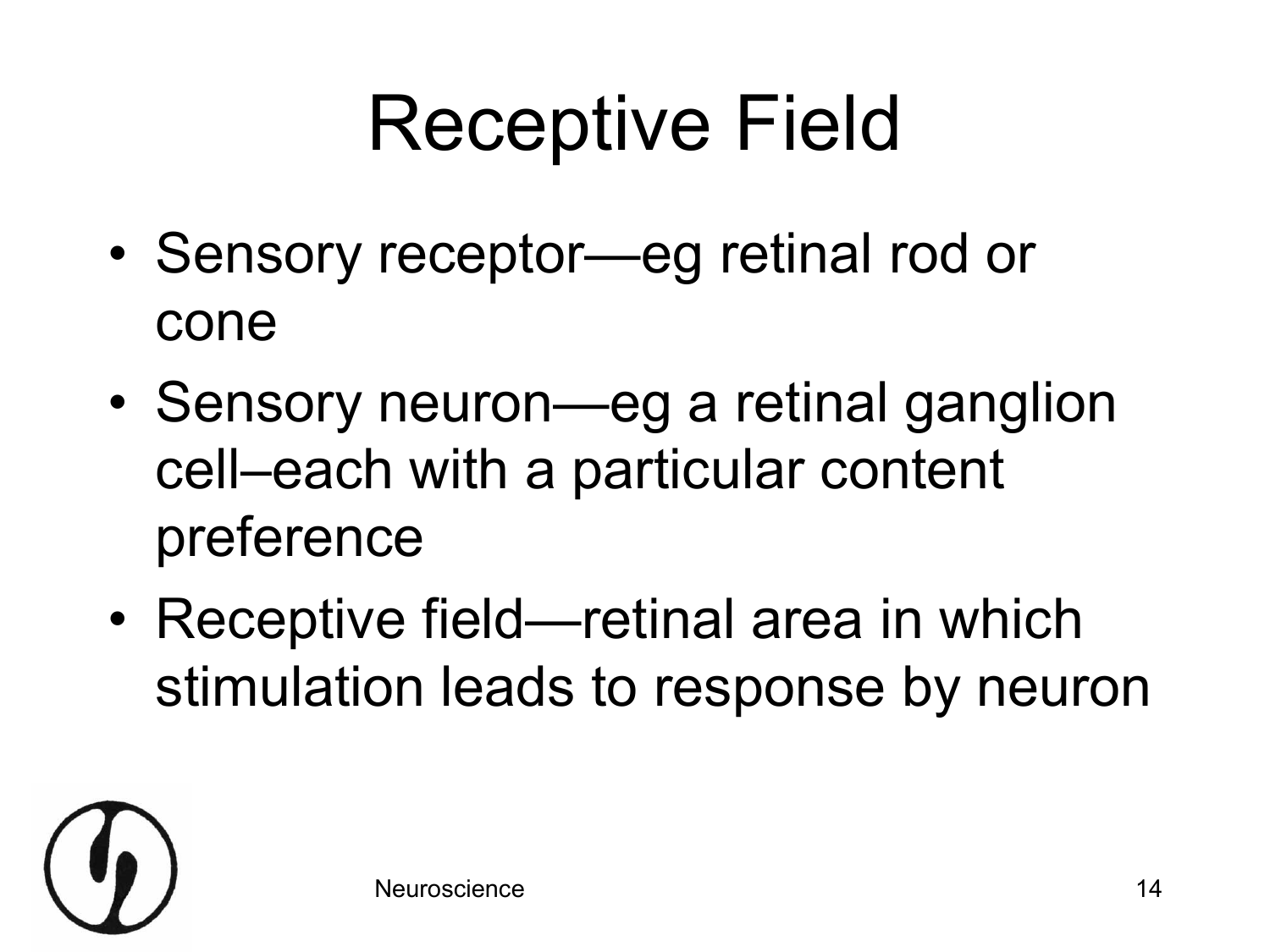# Receptive Field

- Sensory receptor—eg retinal rod or cone
- Sensory neuron—eg a retinal ganglion cell–each with a particular content preference
- Receptive field—retinal area in which stimulation leads to response by neuron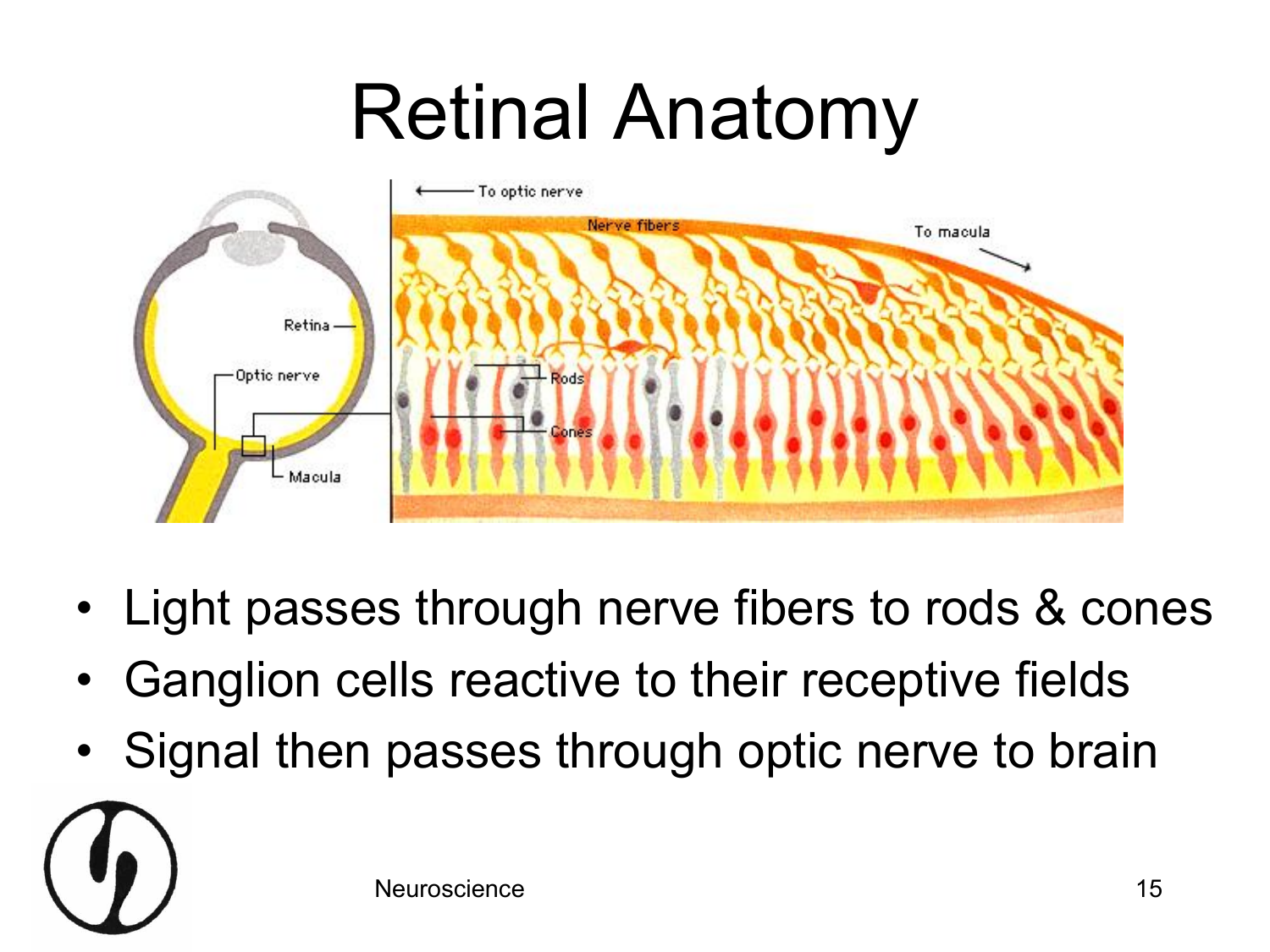# Retinal Anatomy

- Light passes through nerve fibers to rods & cones
- Ganglion cells reactive to their receptive fields
- Signal then passes through optic nerve to brain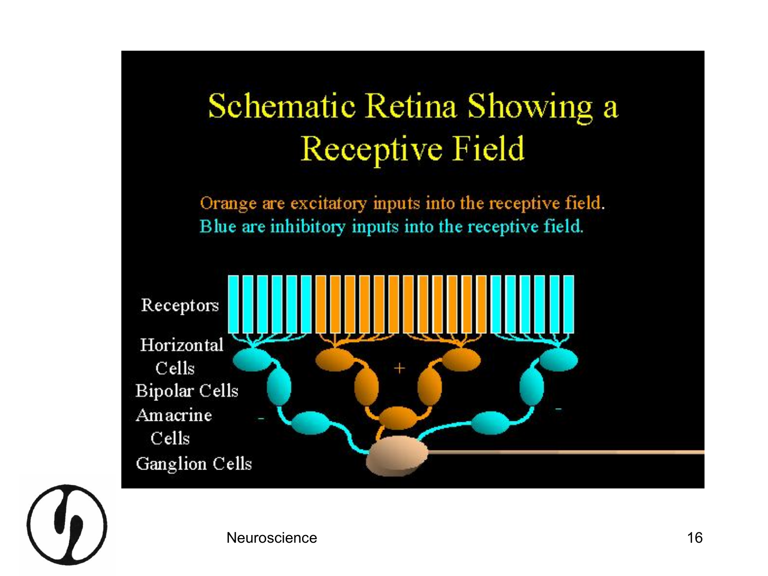# Schematic Retina Showing a Receptive Field

Orange are excitatory inputs into the receptive field.

Blue are inhibitory inputs into the receptive field.

Receptors

Horizontal Cells

Bipolar Cells

Amacrine Cells

Ganglion Cells

+

-

-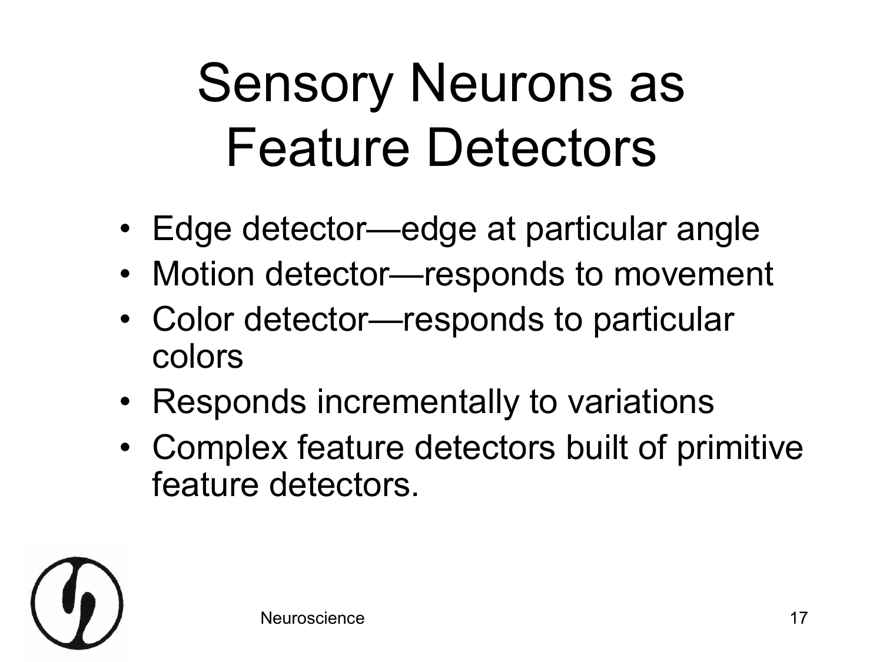# Sensory Neurons as Feature Detectors

- Edge detector—edge at particular angle
- Motion detector—responds to movement
- Color detector—responds to particular colors
- Responds incrementally to variations
- Complex feature detectors built of primitive feature detectors.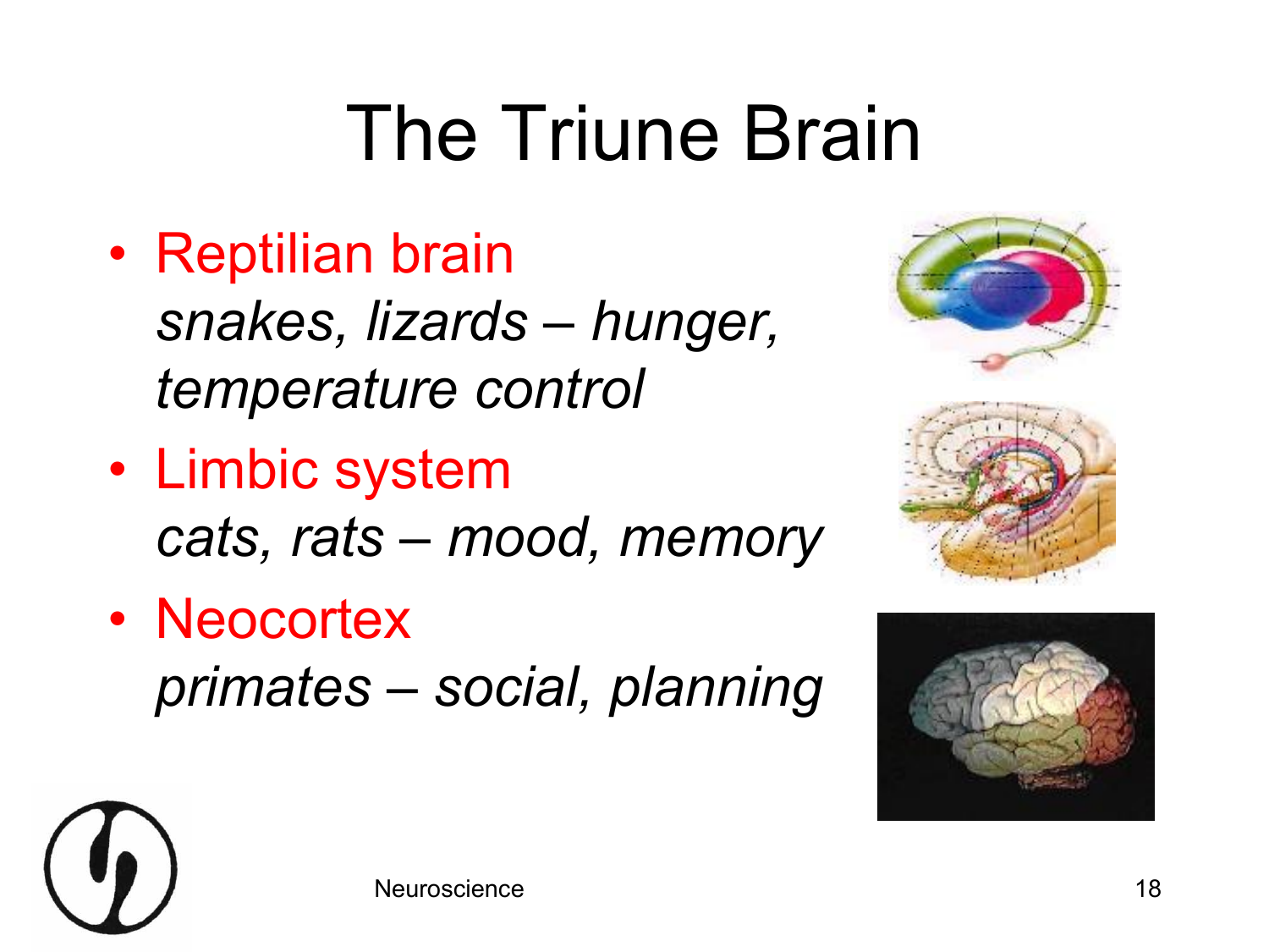# The Triune Brain

- Reptilian brain
  *snakes, lizards – hunger, temperature control*
- Limbic system
  *cats, rats – mood, memory*
- Neocortex
  *primates – social, planning*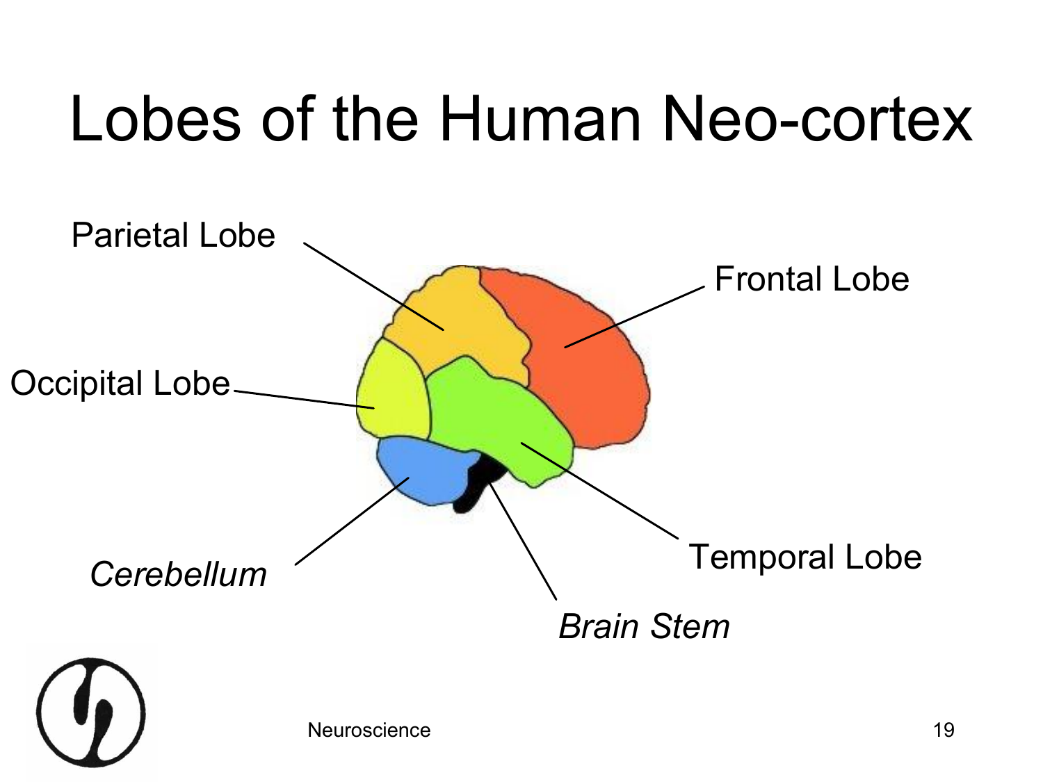# Lobes of the Human Neo-cortex

Parietal Lobe

Frontal Lobe

Occipital Lobe

*Cerebellum*

Temporal Lobe

*Brain Stem*

Neuroscience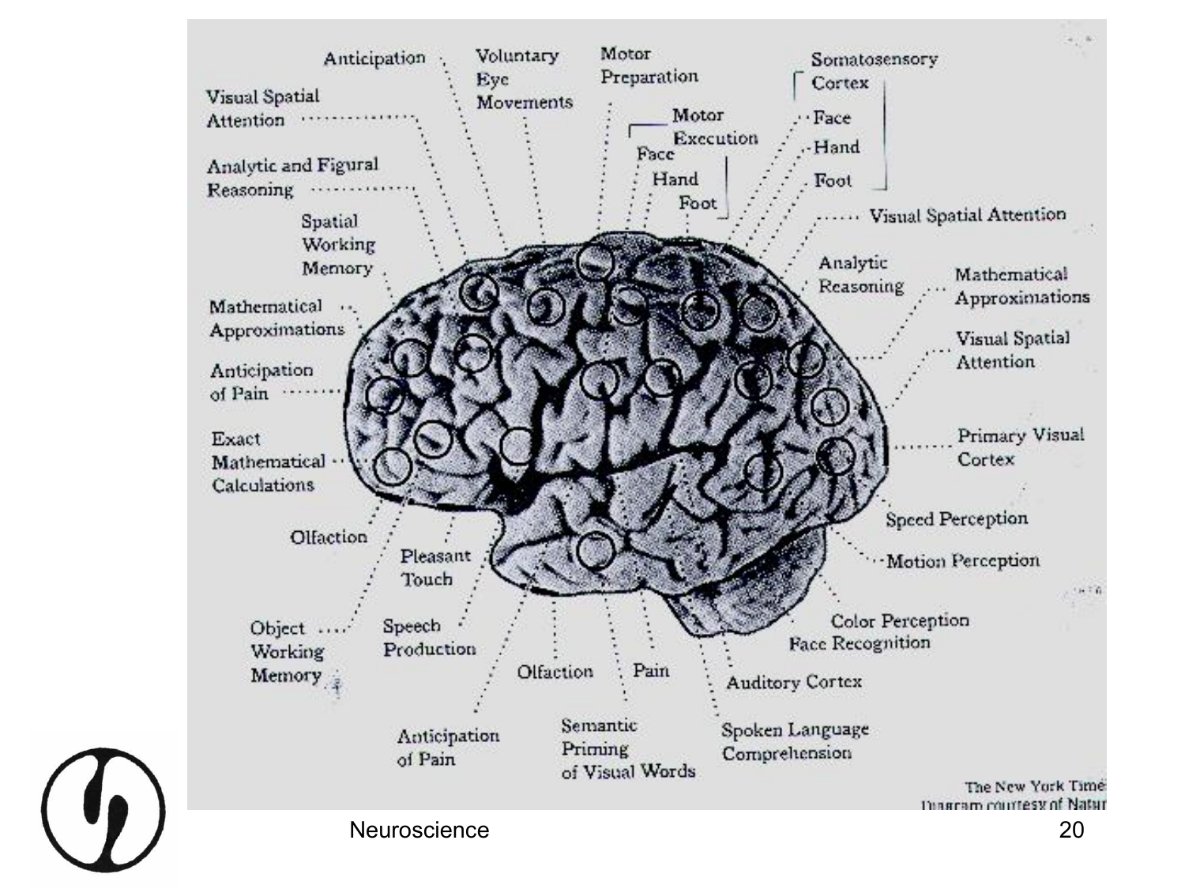Anticipation

Voluntary Eye Movements

Motor Preparation

Somatosensory Cortex

- Face
- Hand
- Foot

Motor Execution

- Face
- Hand
- Foot

Visual Spatial Attention

Analytic and Figural Reasoning

Spatial Working Memory

Mathematical Approximations

Anticipation of Pain

Exact Mathematical Calculations

Olfaction

Pleasant Touch

Object Working Memory

Speech Production

Anticipation of Pain

Olfaction

Pain

Semantic Priming of Visual Words

Spoken Language Comprehension

Auditory Cortex

Color Perception

Face Recognition

Motion Perception

Speed Perception

Primary Visual Cortex

Visual Spatial Attention

Mathematical Approximations

Analytic Reasoning

Visual Spatial Attention

The New York Times
Diagram courtesy of Nature

Neuroscience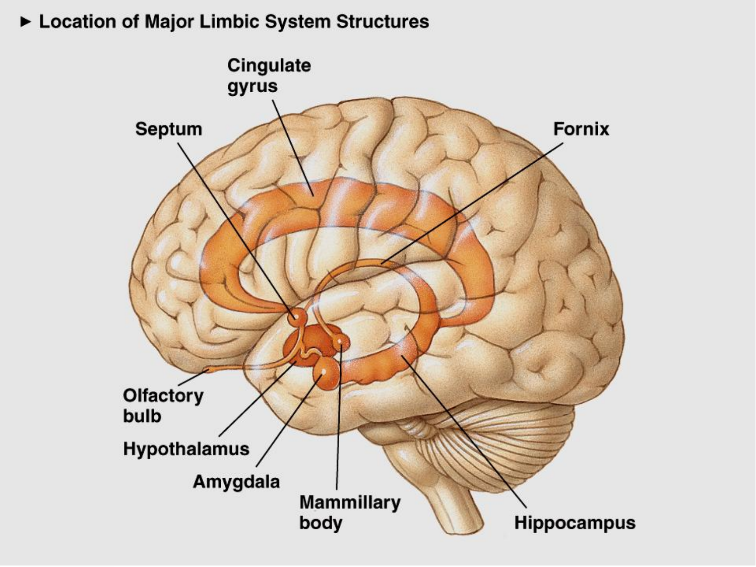► Location of Major Limbic System Structures

Cingulate gyrus

Septum

Fornix

Olfactory bulb

Hypothalamus

Amygdala

Mammillary body

Hippocampus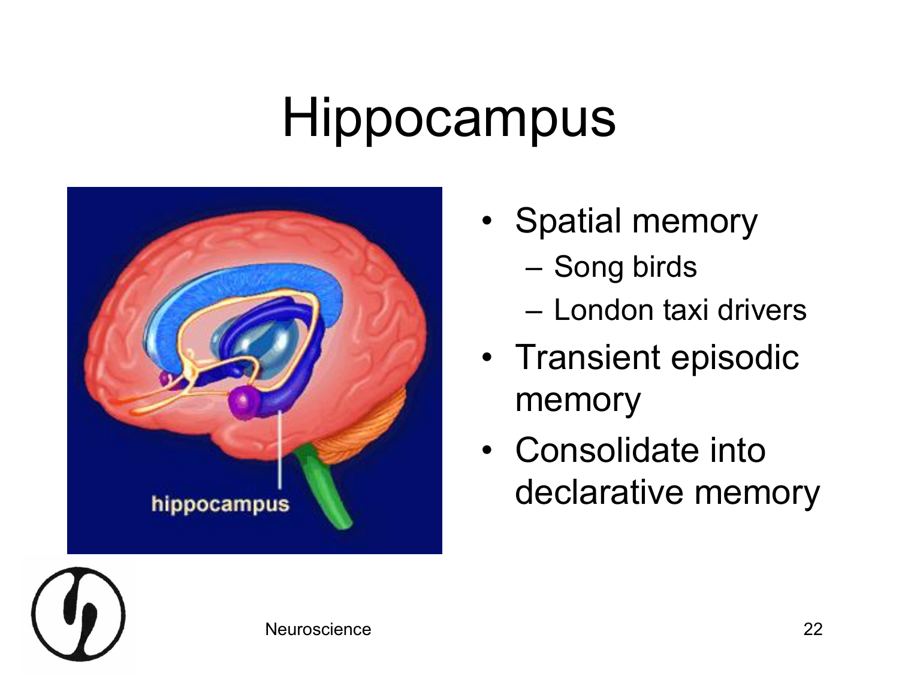# Hippocampus

- Spatial memory
  - Song birds
  - London taxi drivers
- Transient episodic memory
- Consolidate into declarative memory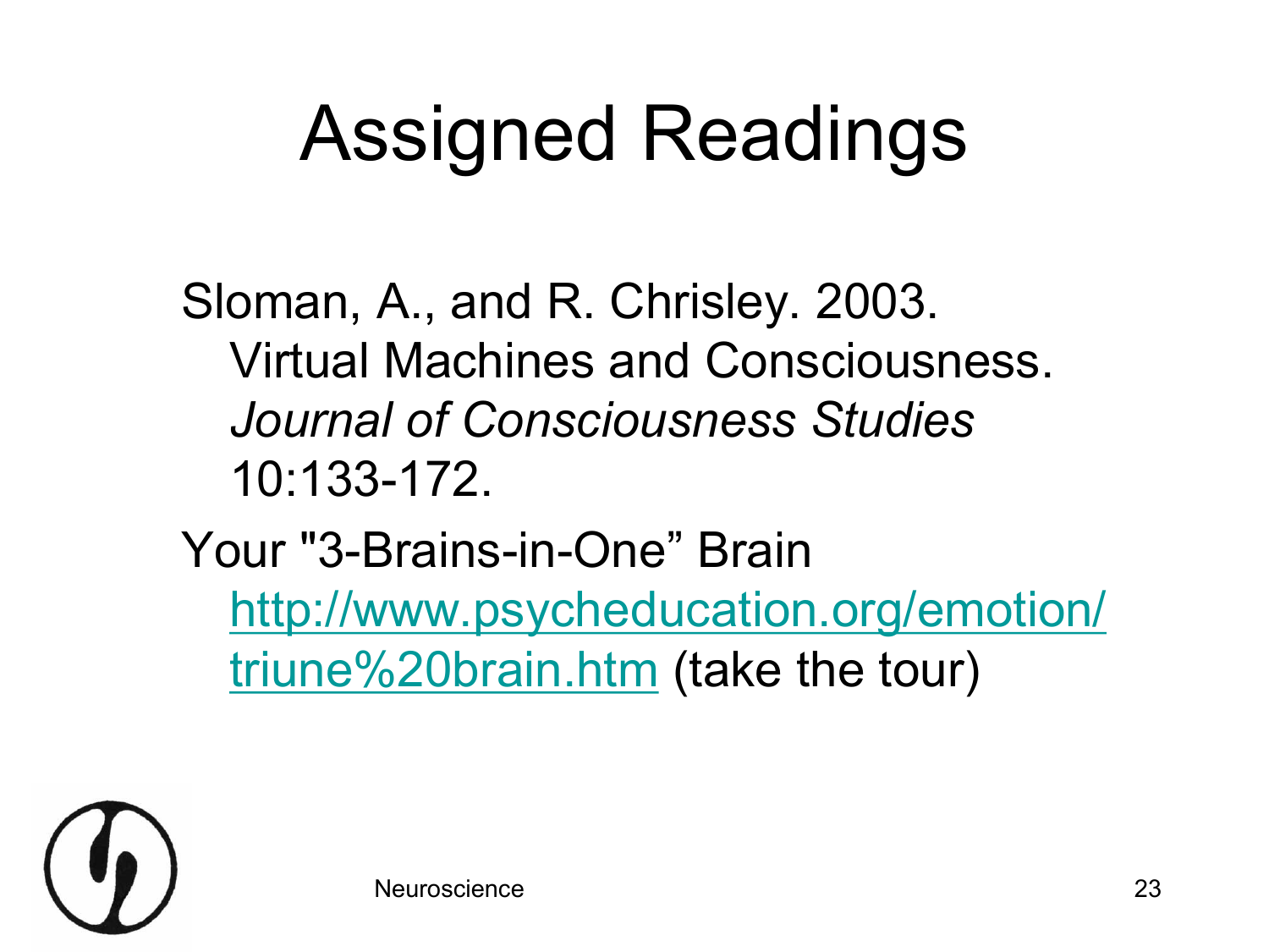# Assigned Readings

Sloman, A., and R. Chrisley. 2003. Virtual Machines and Consciousness. *Journal of Consciousness Studies* 10:133-172.

Your "3-Brains-in-One" Brain http://www.psycheducation.org/emotion/triune%20brain.htm (take the tour)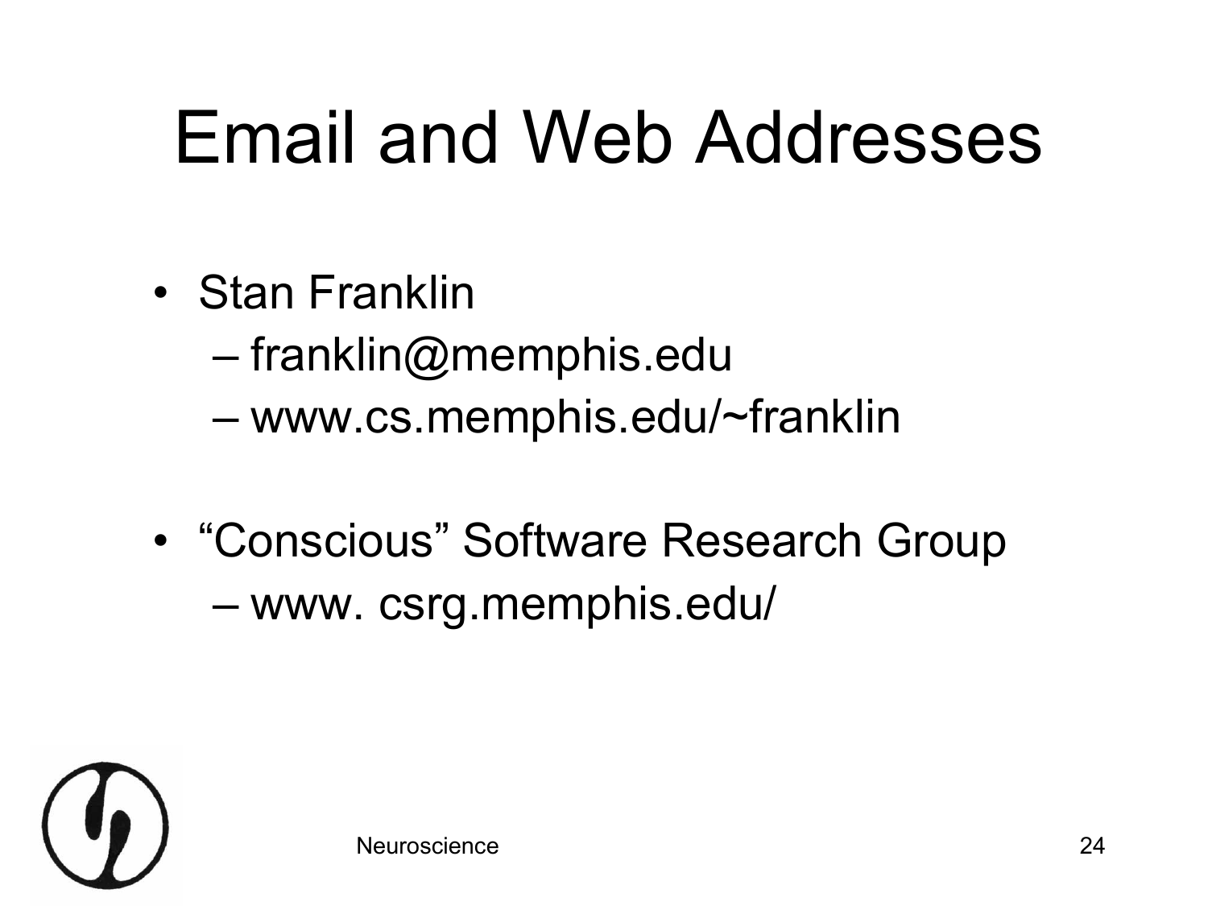# Email and Web Addresses

- Stan Franklin
  - franklin@memphis.edu
  - www.cs.memphis.edu/~franklin
- "Conscious" Software Research Group
  - www. csrg.memphis.edu/